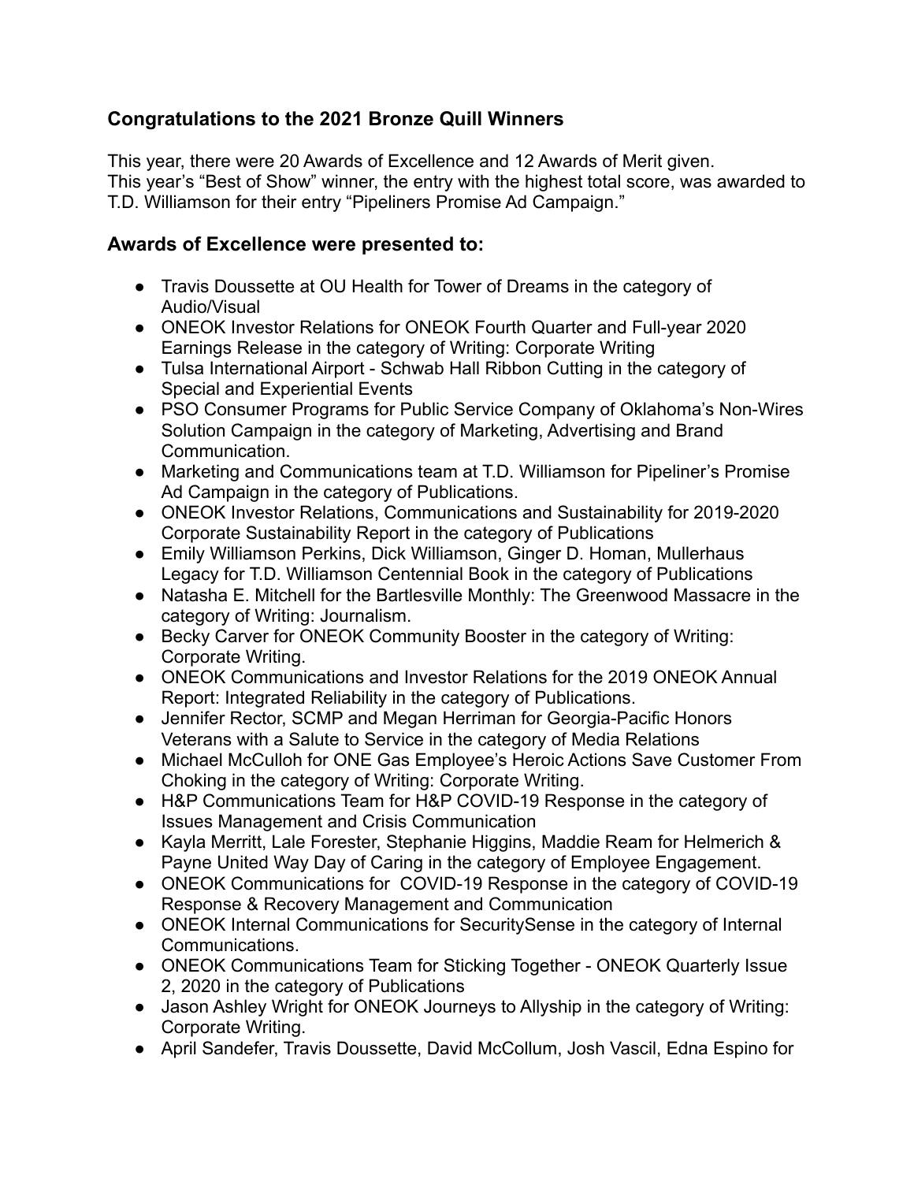### Congratulations to the 2021 Bronze Quill Winners

This year, there were 20 Awards of Excellence and 12 Awards of Merit given.
This year's "Best of Show" winner, the entry with the highest total score, was awarded to T.D. Williamson for their entry "Pipeliners Promise Ad Campaign."

### Awards of Excellence were presented to:

- Travis Doussette at OU Health for Tower of Dreams in the category of Audio/Visual
- ONEOK Investor Relations for ONEOK Fourth Quarter and Full-year 2020 Earnings Release in the category of Writing: Corporate Writing
- Tulsa International Airport - Schwab Hall Ribbon Cutting in the category of Special and Experiential Events
- PSO Consumer Programs for Public Service Company of Oklahoma's Non-Wires Solution Campaign in the category of Marketing, Advertising and Brand Communication.
- Marketing and Communications team at T.D. Williamson for Pipeliner's Promise Ad Campaign in the category of Publications.
- ONEOK Investor Relations, Communications and Sustainability for 2019-2020 Corporate Sustainability Report in the category of Publications
- Emily Williamson Perkins, Dick Williamson, Ginger D. Homan, Mullerhaus Legacy for T.D. Williamson Centennial Book in the category of Publications
- Natasha E. Mitchell for the Bartlesville Monthly: The Greenwood Massacre in the category of Writing: Journalism.
- Becky Carver for ONEOK Community Booster in the category of Writing: Corporate Writing.
- ONEOK Communications and Investor Relations for the 2019 ONEOK Annual Report: Integrated Reliability in the category of Publications.
- Jennifer Rector, SCMP and Megan Herriman for Georgia-Pacific Honors Veterans with a Salute to Service in the category of Media Relations
- Michael McCulloh for ONE Gas Employee's Heroic Actions Save Customer From Choking in the category of Writing: Corporate Writing.
- H&P Communications Team for H&P COVID-19 Response in the category of Issues Management and Crisis Communication
- Kayla Merritt, Lale Forester, Stephanie Higgins, Maddie Ream for Helmerich & Payne United Way Day of Caring in the category of Employee Engagement.
- ONEOK Communications for COVID-19 Response in the category of COVID-19 Response & Recovery Management and Communication
- ONEOK Internal Communications for SecuritySense in the category of Internal Communications.
- ONEOK Communications Team for Sticking Together - ONEOK Quarterly Issue 2, 2020 in the category of Publications
- Jason Ashley Wright for ONEOK Journeys to Allyship in the category of Writing: Corporate Writing.
- April Sandefer, Travis Doussette, David McCollum, Josh Vascil, Edna Espino for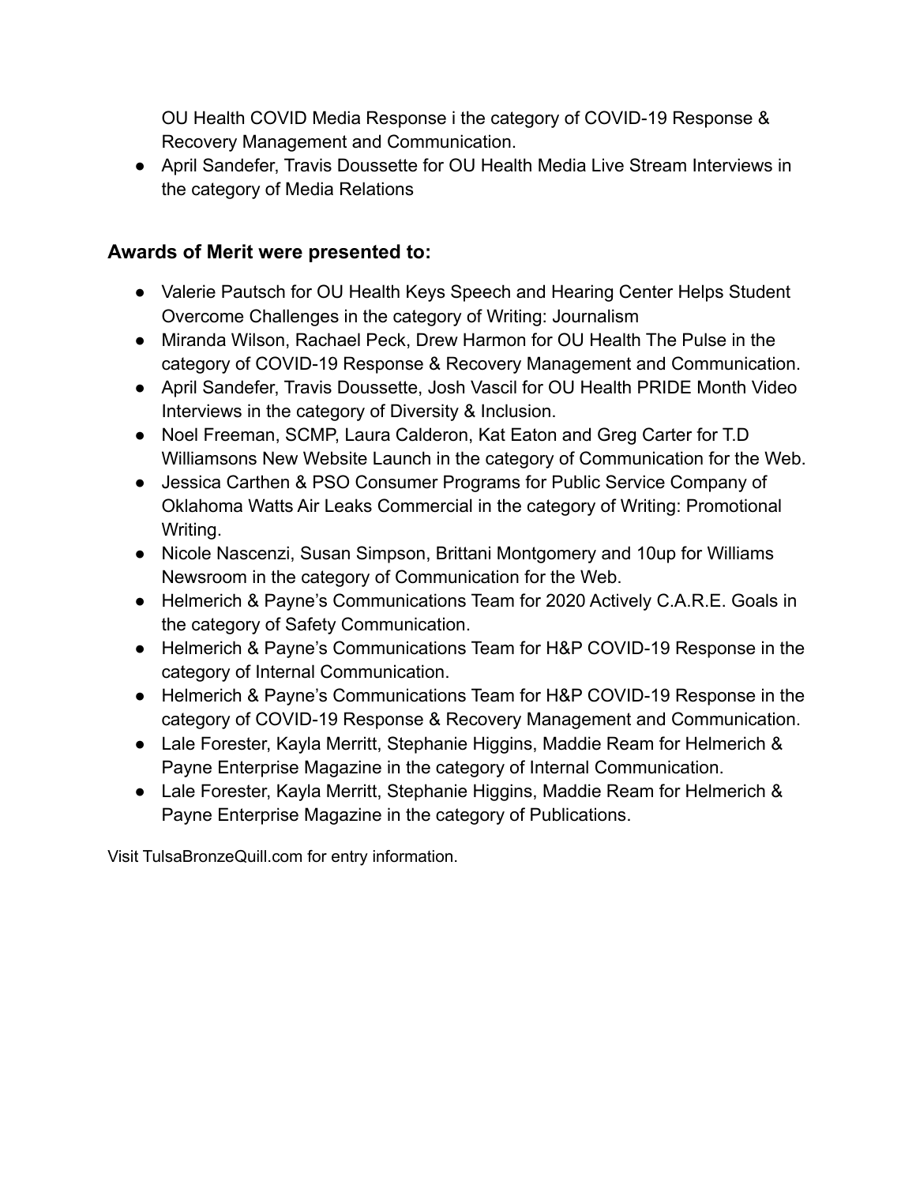OU Health COVID Media Response i the category of COVID-19 Response & Recovery Management and Communication.

- April Sandefer, Travis Doussette for OU Health Media Live Stream Interviews in the category of Media Relations

### Awards of Merit were presented to:

- Valerie Pautsch for OU Health Keys Speech and Hearing Center Helps Student Overcome Challenges in the category of Writing: Journalism
- Miranda Wilson, Rachael Peck, Drew Harmon for OU Health The Pulse in the category of COVID-19 Response & Recovery Management and Communication.
- April Sandefer, Travis Doussette, Josh Vascil for OU Health PRIDE Month Video Interviews in the category of Diversity & Inclusion.
- Noel Freeman, SCMP, Laura Calderon, Kat Eaton and Greg Carter for T.D Williamsons New Website Launch in the category of Communication for the Web.
- Jessica Carthen & PSO Consumer Programs for Public Service Company of Oklahoma Watts Air Leaks Commercial in the category of Writing: Promotional Writing.
- Nicole Nascenzi, Susan Simpson, Brittani Montgomery and 10up for Williams Newsroom in the category of Communication for the Web.
- Helmerich & Payne's Communications Team for 2020 Actively C.A.R.E. Goals in the category of Safety Communication.
- Helmerich & Payne's Communications Team for H&P COVID-19 Response in the category of Internal Communication.
- Helmerich & Payne's Communications Team for H&P COVID-19 Response in the category of COVID-19 Response & Recovery Management and Communication.
- Lale Forester, Kayla Merritt, Stephanie Higgins, Maddie Ream for Helmerich & Payne Enterprise Magazine in the category of Internal Communication.
- Lale Forester, Kayla Merritt, Stephanie Higgins, Maddie Ream for Helmerich & Payne Enterprise Magazine in the category of Publications.

Visit TulsaBronzeQuill.com for entry information.